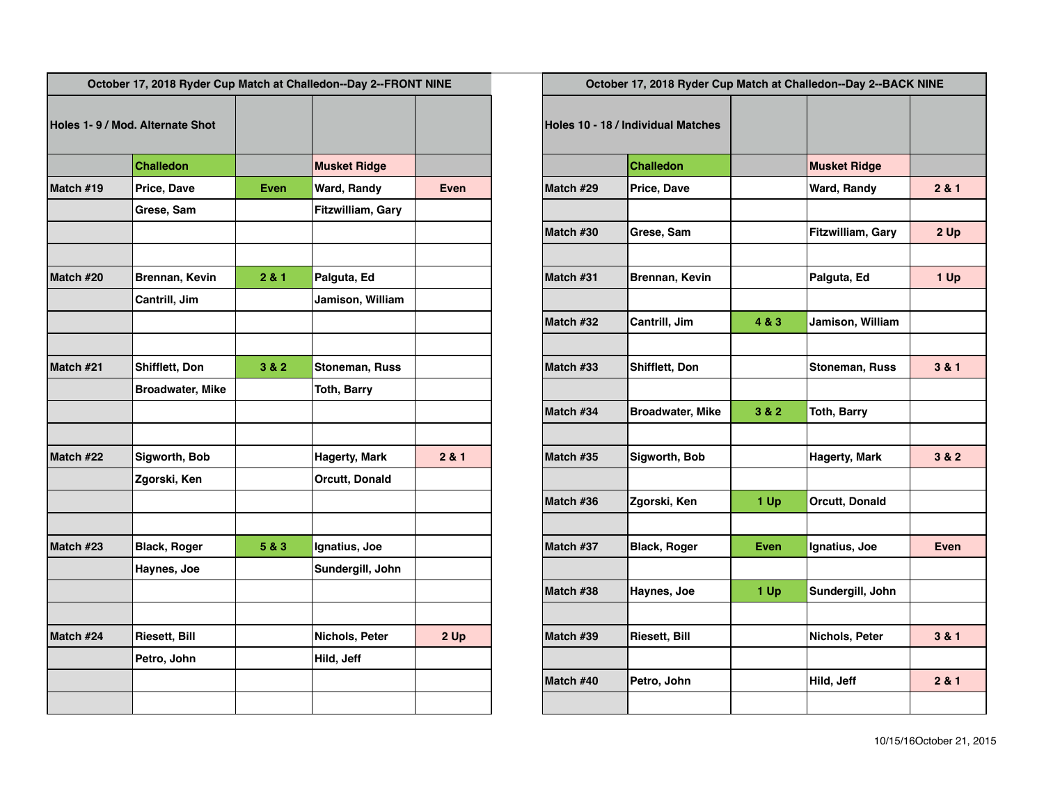| October 17, 2018 Ryder Cup Match at Challedon--Day 2--FRONT NINE | | | | |
|---|---|---|---|---|
| Holes 1- 9 / Mod. Alternate Shot | | | | |
| | Challedon | | Musket Ridge | |
| Match #19 | Price, Dave | Even | Ward, Randy | Even |
| | Grese, Sam | | Fitzwilliam, Gary | |
| | | | | |
| | | | | |
| Match #20 | Brennan, Kevin | 2 & 1 | Palguta, Ed | |
| | Cantrill, Jim | | Jamison, William | |
| | | | | |
| | | | | |
| Match #21 | Shifflett, Don | 3 & 2 | Stoneman, Russ | |
| | Broadwater, Mike | | Toth, Barry | |
| | | | | |
| | | | | |
| Match #22 | Sigworth, Bob | | Hagerty, Mark | 2 & 1 |
| | Zgorski, Ken | | Orcutt, Donald | |
| | | | | |
| | | | | |
| Match #23 | Black, Roger | 5 & 3 | Ignatius, Joe | |
| | Haynes, Joe | | Sundergill, John | |
| | | | | |
| | | | | |
| Match #24 | Riesett, Bill | | Nichols, Peter | 2 Up |
| | Petro, John | | Hild, Jeff | |
| | | | | |
| | | | | |

| October 17, 2018 Ryder Cup Match at Challedon--Day 2--BACK NINE | | | | |
|---|---|---|---|---|
| Holes 10 - 18 / Individual Matches | | | | |
| | Challedon | | Musket Ridge | |
| Match #29 | Price, Dave | | Ward, Randy | 2 & 1 |
| | | | | |
| Match #30 | Grese, Sam | | Fitzwilliam, Gary | 2 Up |
| | | | | |
| Match #31 | Brennan, Kevin | | Palguta, Ed | 1 Up |
| | | | | |
| Match #32 | Cantrill, Jim | 4 & 3 | Jamison, William | |
| | | | | |
| Match #33 | Shifflett, Don | | Stoneman, Russ | 3 & 1 |
| | | | | |
| Match #34 | Broadwater, Mike | 3 & 2 | Toth, Barry | |
| | | | | |
| Match #35 | Sigworth, Bob | | Hagerty, Mark | 3 & 2 |
| | | | | |
| Match #36 | Zgorski, Ken | 1 Up | Orcutt, Donald | |
| | | | | |
| Match #37 | Black, Roger | Even | Ignatius, Joe | Even |
| | | | | |
| Match #38 | Haynes, Joe | 1 Up | Sundergill, John | |
| | | | | |
| Match #39 | Riesett, Bill | | Nichols, Peter | 3 & 1 |
| | | | | |
| Match #40 | Petro, John | | Hild, Jeff | 2 & 1 |
| | | | | |

10/15/16October 21, 2015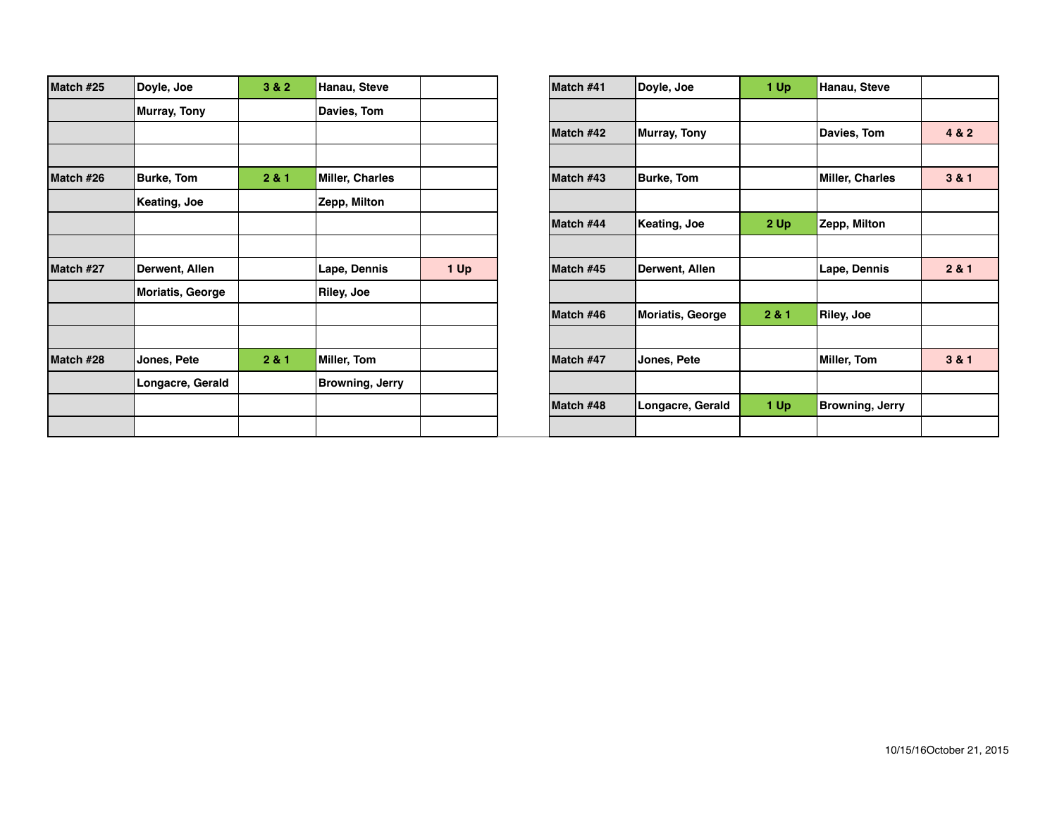| | | | | |
|---|---|---|---|---|
| Match #25 | Doyle, Joe | 3 & 2 | Hanau, Steve | |
| | Murray, Tony | | Davies, Tom | |
| | | | | |
| | | | | |
| Match #26 | Burke, Tom | 2 & 1 | Miller, Charles | |
| | Keating, Joe | | Zepp, Milton | |
| | | | | |
| | | | | |
| Match #27 | Derwent, Allen | | Lape, Dennis | 1 Up |
| | Moriatis, George | | Riley, Joe | |
| | | | | |
| | | | | |
| Match #28 | Jones, Pete | 2 & 1 | Miller, Tom | |
| | Longacre, Gerald | | Browning, Jerry | |
| | | | | |
| | | | | |

| | | | | |
|---|---|---|---|---|
| Match #41 | Doyle, Joe | 1 Up | Hanau, Steve | |
| | | | | |
| Match #42 | Murray, Tony | | Davies, Tom | 4 & 2 |
| | | | | |
| Match #43 | Burke, Tom | | Miller, Charles | 3 & 1 |
| | | | | |
| Match #44 | Keating, Joe | 2 Up | Zepp, Milton | |
| | | | | |
| Match #45 | Derwent, Allen | | Lape, Dennis | 2 & 1 |
| | | | | |
| Match #46 | Moriatis, George | 2 & 1 | Riley, Joe | |
| | | | | |
| Match #47 | Jones, Pete | | Miller, Tom | 3 & 1 |
| | | | | |
| Match #48 | Longacre, Gerald | 1 Up | Browning, Jerry | |
| | | | | |

10/15/16October 21, 2015